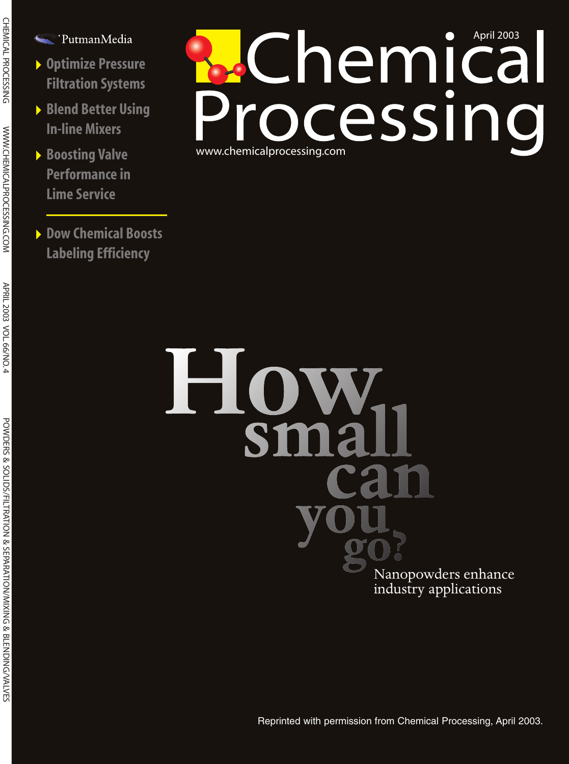PutmanMedia

- Optimize Pressure Filtration Systems
- Blend Better Using In-line Mixers
- Boosting Valve Performance in Lime Service

---

- Dow Chemical Boosts Labeling Efficiency

# Chemical Processing

April 2003

www.chemicalprocessing.com

# How small can you go?

Nanopowders enhance industry applications

Reprinted with permission from Chemical Processing, April 2003.

CHEMICAL PROCESSING WWW.CHEMICALPROCESSING.COM APRIL 2003 VOL 66/NO.4 POWDERS & SOLIDS/FILTRATION & SEPARATION/MIXING & BLENDING/VALVES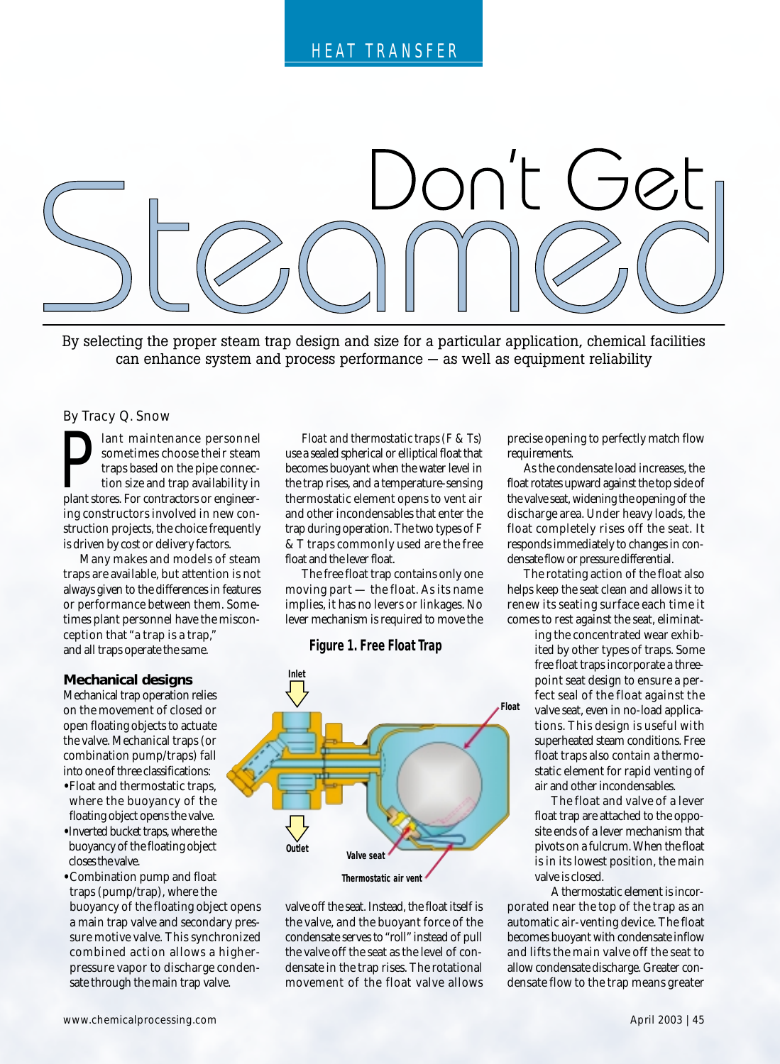# Don't Get Steamed

By selecting the proper steam trap design and size for a particular application, chemical facilities can enhance system and process performance — as well as equipment reliability

By Tracy Q. Snow

Plant maintenance personnel sometimes choose their steam traps based on the pipe connection size and trap availability in plant stores. For contractors or engineering constructors involved in new construction projects, the choice frequently is driven by cost or delivery factors.

Many makes and models of steam traps are available, but attention is not always given to the differences in features or performance between them. Sometimes plant personnel have the misconception that "a trap is a trap," and all traps operate the same.

## Mechanical designs

Mechanical trap operation relies on the movement of closed or open floating objects to actuate the valve. Mechanical traps (or combination pump/traps) fall into one of three classifications:

- Float and thermostatic traps, where the buoyancy of the floating object opens the valve.
- Inverted bucket traps, where the buoyancy of the floating object closes the valve.
- Combination pump and float traps (pump/trap), where the buoyancy of the floating object opens a main trap valve and secondary pressure motive valve. This synchronized combined action allows a higher-pressure vapor to discharge condensate through the main trap valve.

*Float and thermostatic traps (F & Ts)* use a sealed spherical or elliptical float that becomes buoyant when the water level in the trap rises, and a temperature-sensing thermostatic element opens to vent air and other incondensables that enter the trap during operation. The two types of F & T traps commonly used are the free float and the lever float.

The free float trap contains only one moving part — the float. As its name implies, it has no levers or linkages. No lever mechanism is required to move the valve off the seat. Instead, the float itself is the valve, and the buoyant force of the condensate serves to "roll" instead of pull the valve off the seat as the level of condensate in the trap rises. The rotational movement of the float valve allows precise opening to perfectly match flow requirements.

**Figure 1. Free Float Trap**

Inlet | Float | Outlet | Valve seat | Thermostatic air vent

As the condensate load increases, the float rotates upward against the top side of the valve seat, widening the opening of the discharge area. Under heavy loads, the float completely rises off the seat. It responds immediately to changes in condensate flow or pressure differential.

The rotating action of the float also helps keep the seat clean and allows it to renew its seating surface each time it comes to rest against the seat, eliminating the concentrated wear exhibited by other types of traps. Some free float traps incorporate a three-point seat design to ensure a perfect seal of the float against the valve seat, even in no-load applications. This design is useful with superheated steam conditions. Free float traps also contain a thermostatic element for rapid venting of air and other incondensables.

The float and valve of a lever float trap are attached to the opposite ends of a lever mechanism that pivots on a fulcrum. When the float is in its lowest position, the main valve is closed.

A thermostatic element is incorporated near the top of the trap as an automatic air-venting device. The float becomes buoyant with condensate inflow and lifts the main valve off the seat to allow condensate discharge. Greater condensate flow to the trap means greater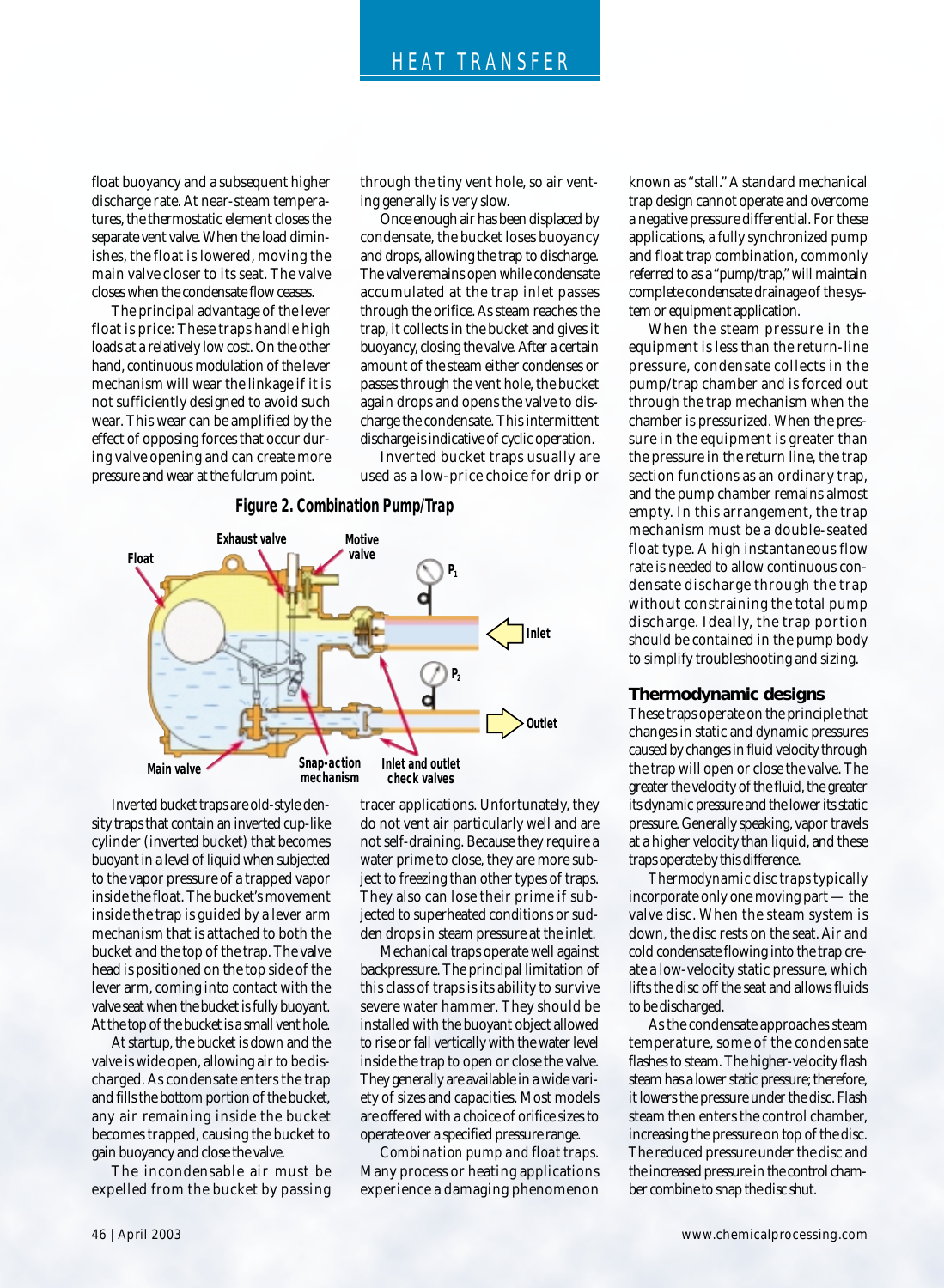float buoyancy and a subsequent higher discharge rate. At near-steam temperatures, the thermostatic element closes the separate vent valve. When the load diminishes, the float is lowered, moving the main valve closer to its seat. The valve closes when the condensate flow ceases.

The principal advantage of the lever float is price: These traps handle high loads at a relatively low cost. On the other hand, continuous modulation of the lever mechanism will wear the linkage if it is not sufficiently designed to avoid such wear. This wear can be amplified by the effect of opposing forces that occur during valve opening and can create more pressure and wear at the fulcrum point.

*Inverted bucket traps* are old-style density traps that contain an inverted cup-like cylinder (inverted bucket) that becomes buoyant in a level of liquid when subjected to the vapor pressure of a trapped vapor inside the float. The bucket's movement inside the trap is guided by a lever arm mechanism that is attached to both the bucket and the top of the trap. The valve head is positioned on the top side of the lever arm, coming into contact with the valve seat when the bucket is fully buoyant. At the top of the bucket is a small vent hole.

At startup, the bucket is down and the valve is wide open, allowing air to be discharged. As condensate enters the trap and fills the bottom portion of the bucket, any air remaining inside the bucket becomes trapped, causing the bucket to gain buoyancy and close the valve.

The incondensable air must be expelled from the bucket by passing through the tiny vent hole, so air venting generally is very slow.

Once enough air has been displaced by condensate, the bucket loses buoyancy and drops, allowing the trap to discharge. The valve remains open while condensate accumulated at the trap inlet passes through the orifice. As steam reaches the trap, it collects in the bucket and gives it buoyancy, closing the valve. After a certain amount of the steam either condenses or passes through the vent hole, the bucket again drops and opens the valve to discharge the condensate. This intermittent discharge is indicative of cyclic operation.

Inverted bucket traps usually are used as a low-price choice for drip or tracer applications. Unfortunately, they do not vent air particularly well and are not self-draining. Because they require a water prime to close, they are more subject to freezing than other types of traps. They also can lose their prime if subjected to superheated conditions or sudden drops in steam pressure at the inlet.

Mechanical traps operate well against backpressure. The principal limitation of this class of traps is its ability to survive severe water hammer. They should be installed with the buoyant object allowed to rise or fall vertically with the water level inside the trap to open or close the valve. They generally are available in a wide variety of sizes and capacities. Most models are offered with a choice of orifice sizes to operate over a specified pressure range.

**Figure 2. Combination Pump/Trap**

Float — Exhaust valve — Motive valve — $P_1$ — Inlet — $P_2$ — Outlet — Main valve — Snap-action mechanism — Inlet and outlet check valves

*Combination pump and float traps.* Many process or heating applications experience a damaging phenomenon known as "stall." A standard mechanical trap design cannot operate and overcome a negative pressure differential. For these applications, a fully synchronized pump and float trap combination, commonly referred to as a "pump/trap," will maintain complete condensate drainage of the system or equipment application.

When the steam pressure in the equipment is less than the return-line pressure, condensate collects in the pump/trap chamber and is forced out through the trap mechanism when the chamber is pressurized. When the pressure in the equipment is greater than the pressure in the return line, the trap section functions as an ordinary trap, and the pump chamber remains almost empty. In this arrangement, the trap mechanism must be a double-seated float type. A high instantaneous flow rate is needed to allow continuous condensate discharge through the trap without constraining the total pump discharge. Ideally, the trap portion should be contained in the pump body to simplify troubleshooting and sizing.

## Thermodynamic designs

These traps operate on the principle that changes in static and dynamic pressures caused by changes in fluid velocity through the trap will open or close the valve. The greater the velocity of the fluid, the greater its dynamic pressure and the lower its static pressure. Generally speaking, vapor travels at a higher velocity than liquid, and these traps operate by this difference.

*Thermodynamic disc traps* typically incorporate only one moving part — the valve disc. When the steam system is down, the disc rests on the seat. Air and cold condensate flowing into the trap create a low-velocity static pressure, which lifts the disc off the seat and allows fluids to be discharged.

As the condensate approaches steam temperature, some of the condensate flashes to steam. The higher-velocity flash steam has a lower static pressure; therefore, it lowers the pressure under the disc. Flash steam then enters the control chamber, increasing the pressure on top of the disc. The reduced pressure under the disc and the increased pressure in the control chamber combine to snap the disc shut.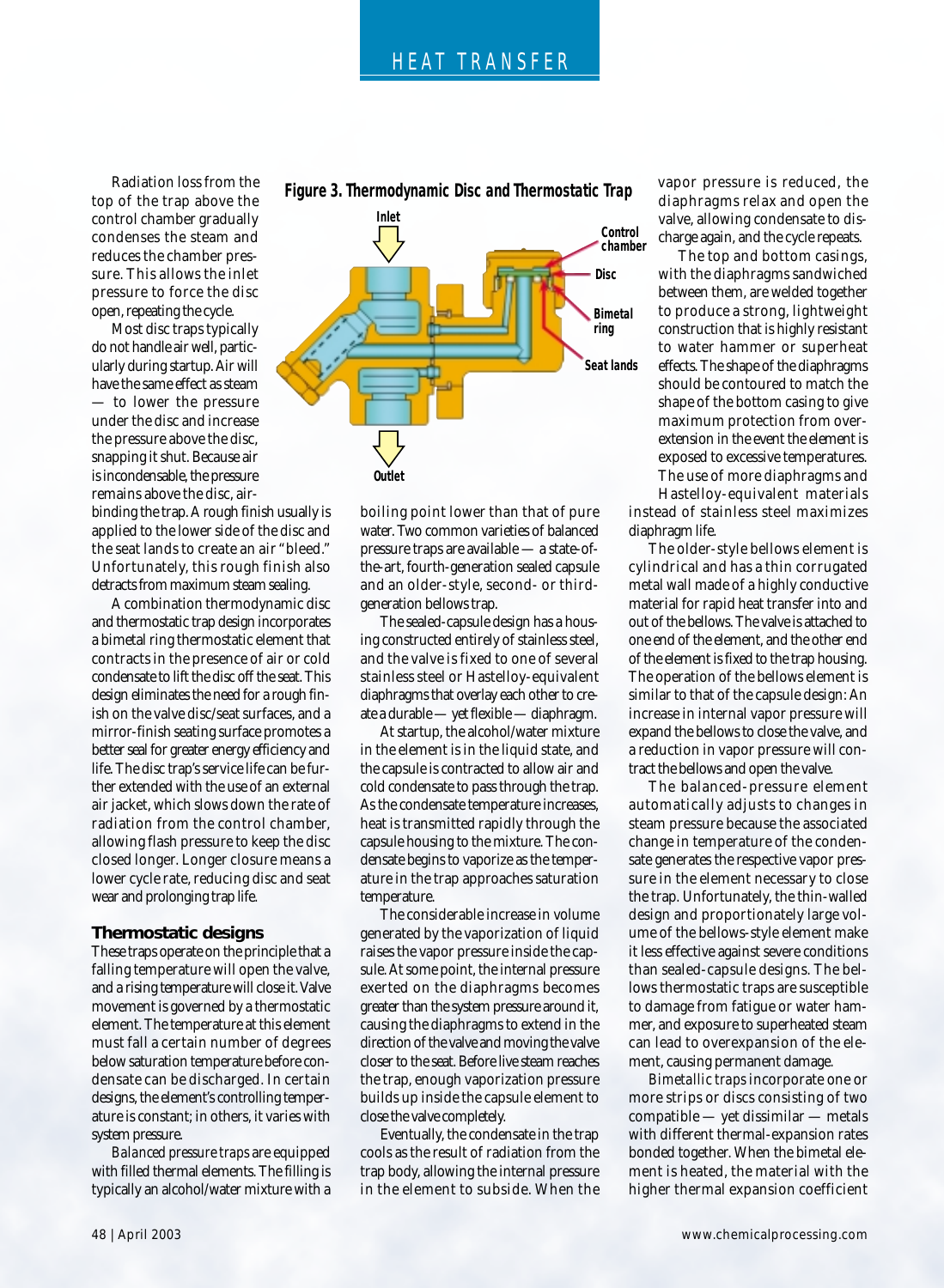Radiation loss from the top of the trap above the control chamber gradually condenses the steam and reduces the chamber pressure. This allows the inlet pressure to force the disc open, repeating the cycle.

Most disc traps typically do not handle air well, particularly during startup. Air will have the same effect as steam — to lower the pressure under the disc and increase the pressure above the disc, snapping it shut. Because air is incondensable, the pressure remains above the disc, air-binding the trap. A rough finish usually is applied to the lower side of the disc and the seat lands to create an air "bleed." Unfortunately, this rough finish also detracts from maximum steam sealing.

A combination thermodynamic disc and thermostatic trap design incorporates a bimetal ring thermostatic element that contracts in the presence of air or cold condensate to lift the disc off the seat. This design eliminates the need for a rough finish on the valve disc/seat surfaces, and a mirror-finish seating surface promotes a better seal for greater energy efficiency and life. The disc trap's service life can be further extended with the use of an external air jacket, which slows down the rate of radiation from the control chamber, allowing flash pressure to keep the disc closed longer. Longer closure means a lower cycle rate, reducing disc and seat wear and prolonging trap life.

**Figure 3. Thermodynamic Disc and Thermostatic Trap**

Inlet · Control chamber · Disc · Bimetal ring · Seat lands · Outlet

### Thermostatic designs

These traps operate on the principle that a falling temperature will open the valve, and a rising temperature will close it. Valve movement is governed by a thermostatic element. The temperature at this element must fall a certain number of degrees below saturation temperature before condensate can be discharged. In certain designs, the element's controlling temperature is constant; in others, it varies with system pressure.

*Balanced pressure traps* are equipped with filled thermal elements. The filling is typically an alcohol/water mixture with a boiling point lower than that of pure water. Two common varieties of balanced pressure traps are available — a state-of-the-art, fourth-generation sealed capsule and an older-style, second- or third-generation bellows trap.

The sealed-capsule design has a housing constructed entirely of stainless steel, and the valve is fixed to one of several stainless steel or Hastelloy-equivalent diaphragms that overlay each other to create a durable — yet flexible — diaphragm.

At startup, the alcohol/water mixture in the element is in the liquid state, and the capsule is contracted to allow air and cold condensate to pass through the trap. As the condensate temperature increases, heat is transmitted rapidly through the capsule housing to the mixture. The condensate begins to vaporize as the temperature in the trap approaches saturation temperature.

The considerable increase in volume generated by the vaporization of liquid raises the vapor pressure inside the capsule. At some point, the internal pressure exerted on the diaphragms becomes greater than the system pressure around it, causing the diaphragms to extend in the direction of the valve and moving the valve closer to the seat. Before live steam reaches the trap, enough vaporization pressure builds up inside the capsule element to close the valve completely.

Eventually, the condensate in the trap cools as the result of radiation from the trap body, allowing the internal pressure in the element to subside. When the vapor pressure is reduced, the diaphragms relax and open the valve, allowing condensate to discharge again, and the cycle repeats.

The top and bottom casings, with the diaphragms sandwiched between them, are welded together to produce a strong, lightweight construction that is highly resistant to water hammer or superheat effects. The shape of the diaphragms should be contoured to match the shape of the bottom casing to give maximum protection from overextension in the event the element is exposed to excessive temperatures. The use of more diaphragms and Hastelloy-equivalent materials instead of stainless steel maximizes diaphragm life.

The older-style bellows element is cylindrical and has a thin corrugated metal wall made of a highly conductive material for rapid heat transfer into and out of the bellows. The valve is attached to one end of the element, and the other end of the element is fixed to the trap housing. The operation of the bellows element is similar to that of the capsule design: An increase in internal vapor pressure will expand the bellows to close the valve, and a reduction in vapor pressure will contract the bellows and open the valve.

The balanced-pressure element automatically adjusts to changes in steam pressure because the associated change in temperature of the condensate generates the respective vapor pressure in the element necessary to close the trap. Unfortunately, the thin-walled design and proportionately large volume of the bellows-style element make it less effective against severe conditions than sealed-capsule designs. The bellows thermostatic traps are susceptible to damage from fatigue or water hammer, and exposure to superheated steam can lead to overexpansion of the element, causing permanent damage.

*Bimetallic traps* incorporate one or more strips or discs consisting of two compatible — yet dissimilar — metals with different thermal-expansion rates bonded together. When the bimetal element is heated, the material with the higher thermal expansion coefficient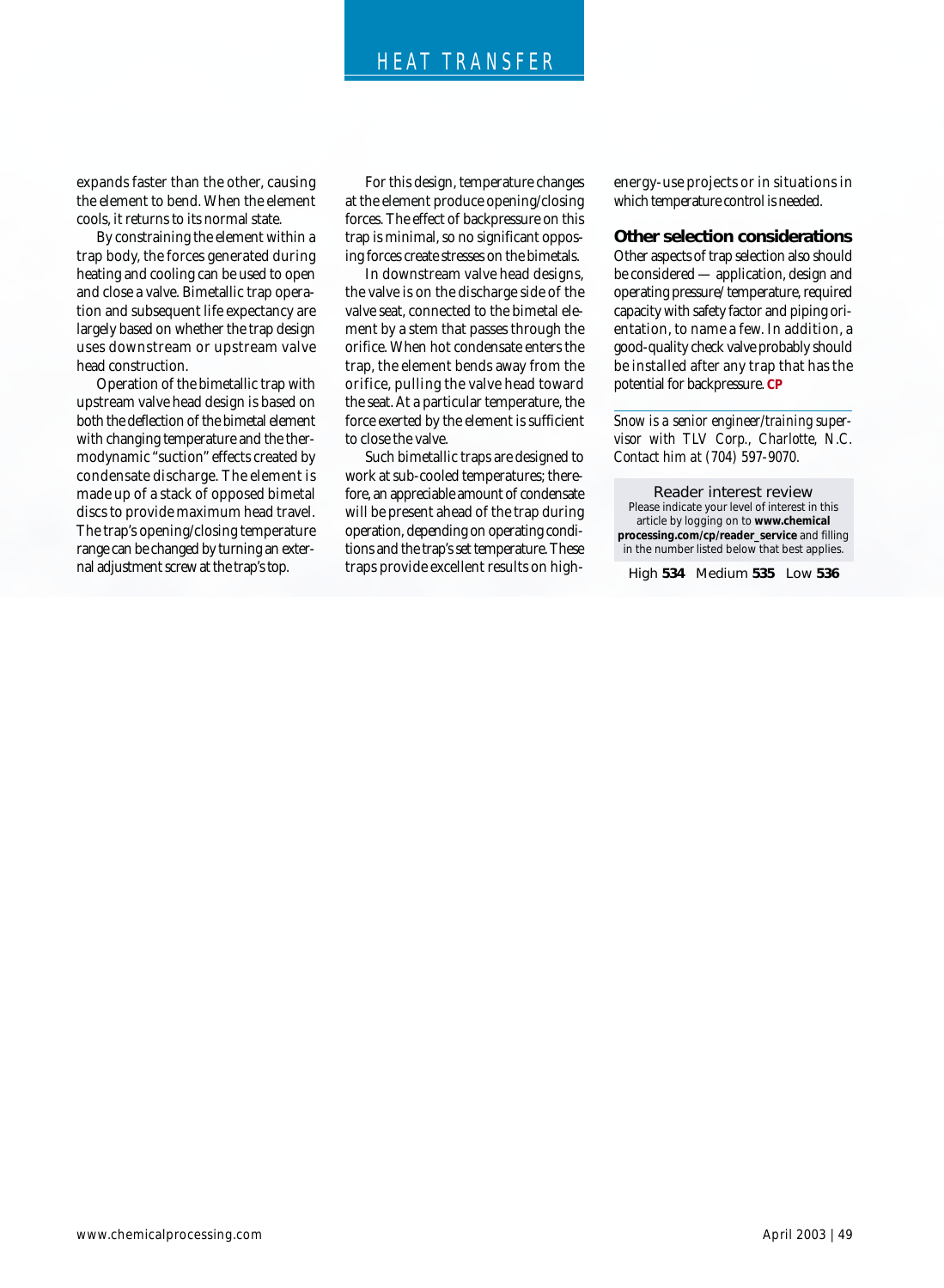expands faster than the other, causing the element to bend. When the element cools, it returns to its normal state.

By constraining the element within a trap body, the forces generated during heating and cooling can be used to open and close a valve. Bimetallic trap operation and subsequent life expectancy are largely based on whether the trap design uses downstream or upstream valve head construction.

Operation of the bimetallic trap with upstream valve head design is based on both the deflection of the bimetal element with changing temperature and the thermodynamic "suction" effects created by condensate discharge. The element is made up of a stack of opposed bimetal discs to provide maximum head travel. The trap's opening/closing temperature range can be changed by turning an external adjustment screw at the trap's top.

For this design, temperature changes at the element produce opening/closing forces. The effect of backpressure on this trap is minimal, so no significant opposing forces create stresses on the bimetals.

In downstream valve head designs, the valve is on the discharge side of the valve seat, connected to the bimetal element by a stem that passes through the orifice. When hot condensate enters the trap, the element bends away from the orifice, pulling the valve head toward the seat. At a particular temperature, the force exerted by the element is sufficient to close the valve.

Such bimetallic traps are designed to work at sub-cooled temperatures; therefore, an appreciable amount of condensate will be present ahead of the trap during operation, depending on operating conditions and the trap's set temperature. These traps provide excellent results on high-energy-use projects or in situations in which temperature control is needed.

## Other selection considerations

Other aspects of trap selection also should be considered — application, design and operating pressure/temperature, required capacity with safety factor and piping orientation, to name a few. In addition, a good-quality check valve probably should be installed after any trap that has the potential for backpressure. **CP**

---

*Snow is a senior engineer/training supervisor with TLV Corp., Charlotte, N.C. Contact him at (704) 597-9070.*

Reader interest review
Please indicate your level of interest in this article by logging on to **www.chemicalprocessing.com/cp/reader_service** and filling in the number listed below that best applies.

High **534** Medium **535** Low **536**